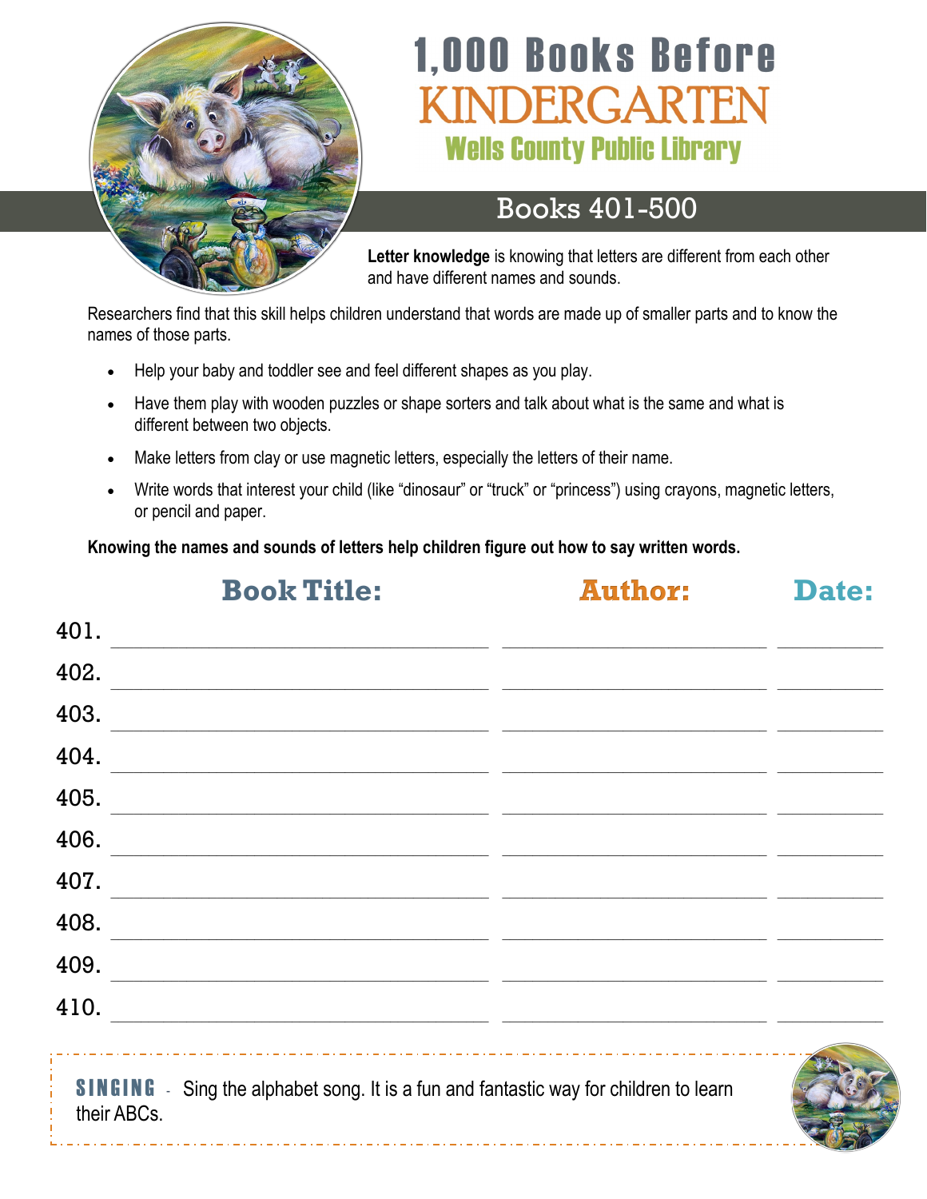# 1,000 Books Before KINDERGARTEN

## Wells County Public Library

## Books 401-500

**Letter knowledge** is knowing that letters are different from each other and have different names and sounds.

Researchers find that this skill helps children understand that words are made up of smaller parts and to know the names of those parts.

- Help your baby and toddler see and feel different shapes as you play.
- Have them play with wooden puzzles or shape sorters and talk about what is the same and what is different between two objects.
- Make letters from clay or use magnetic letters, especially the letters of their name.
- Write words that interest your child (like "dinosaur" or "truck" or "princess") using crayons, magnetic letters, or pencil and paper.

**Knowing the names and sounds of letters help children figure out how to say written words.**

| | Book Title: | Author: | Date: |
|---|---|---|---|
| 401. | | | |
| 402. | | | |
| 403. | | | |
| 404. | | | |
| 405. | | | |
| 406. | | | |
| 407. | | | |
| 408. | | | |
| 409. | | | |
| 410. | | | |

**SINGING** - Sing the alphabet song. It is a fun and fantastic way for children to learn their ABCs.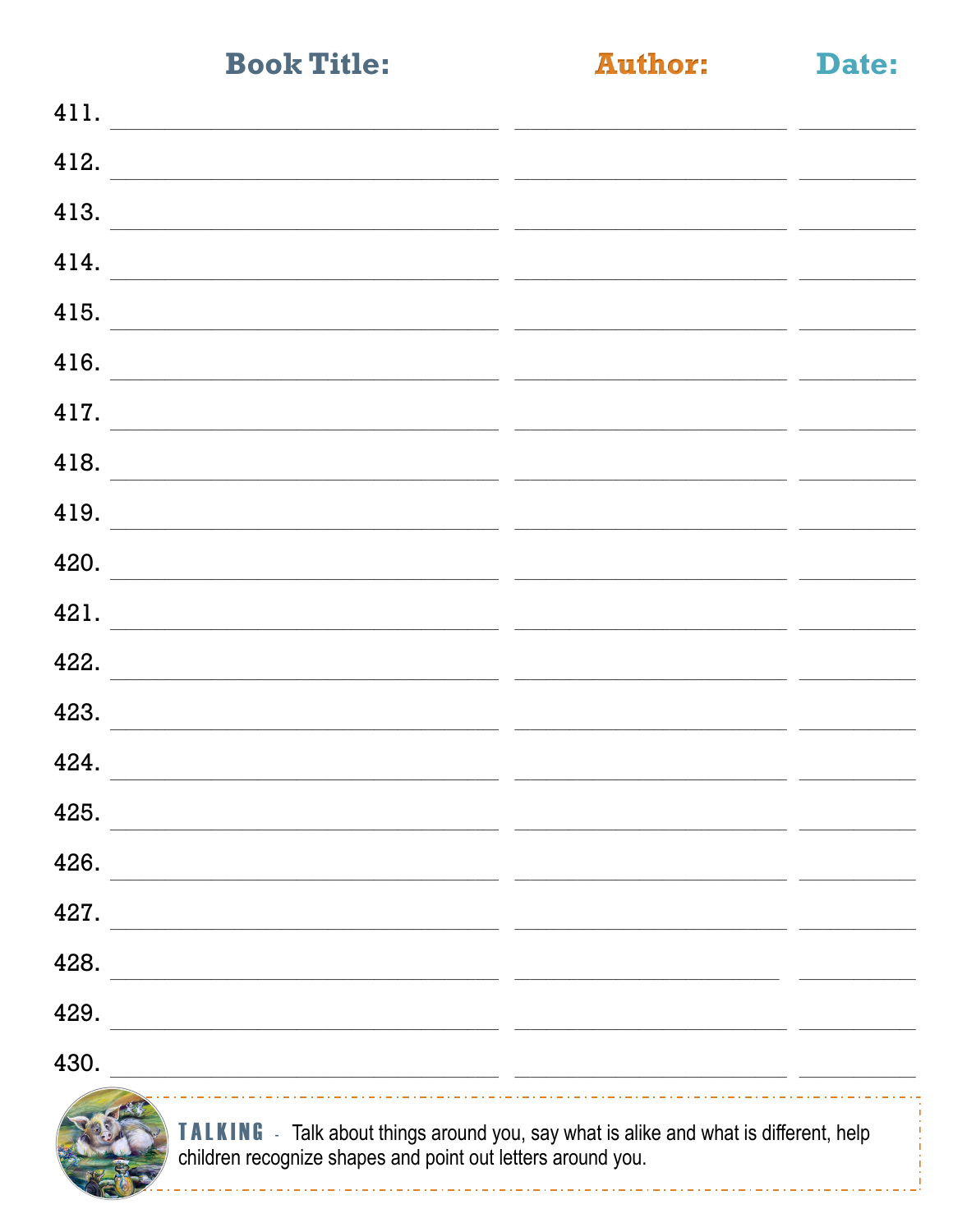| | Book Title: | Author: | Date: |
|---|---|---|---|
| 411. | | | |
| 412. | | | |
| 413. | | | |
| 414. | | | |
| 415. | | | |
| 416. | | | |
| 417. | | | |
| 418. | | | |
| 419. | | | |
| 420. | | | |
| 421. | | | |
| 422. | | | |
| 423. | | | |
| 424. | | | |
| 425. | | | |
| 426. | | | |
| 427. | | | |
| 428. | | | |
| 429. | | | |
| 430. | | | |

**TALKING** - Talk about things around you, say what is alike and what is different, help children recognize shapes and point out letters around you.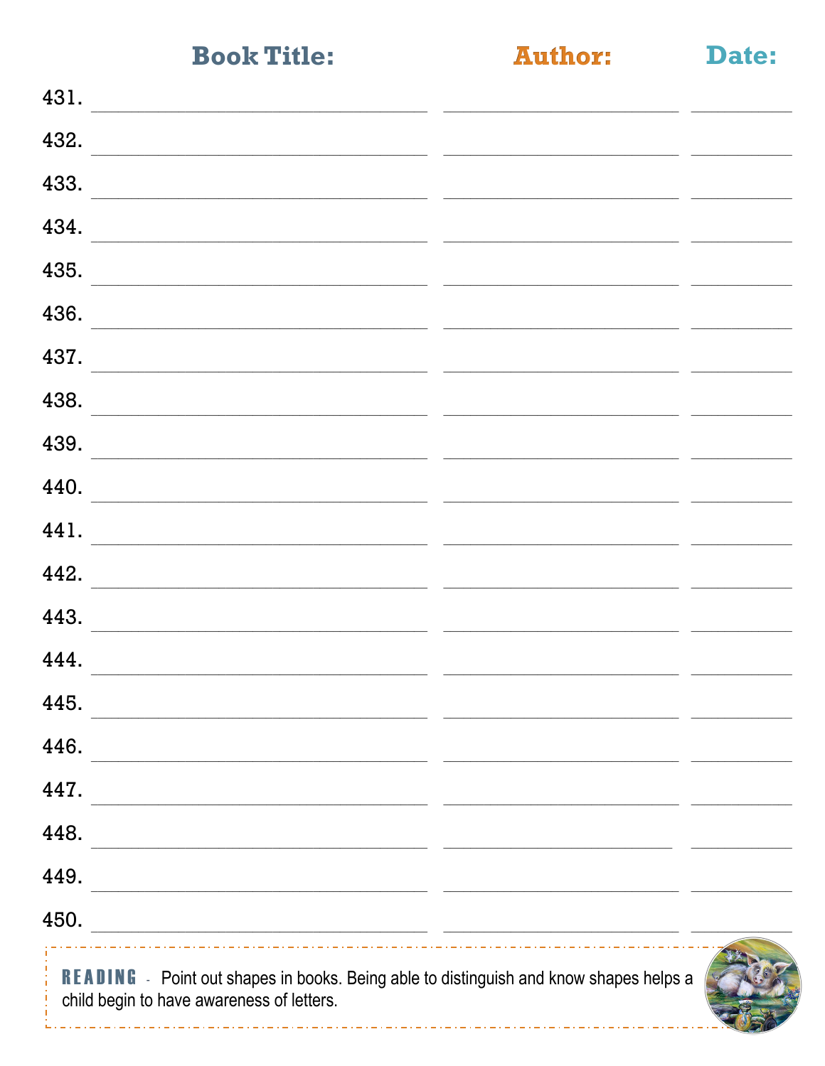| | Book Title: | Author: | Date: |
|---|---|---|---|
| 431. | | | |
| 432. | | | |
| 433. | | | |
| 434. | | | |
| 435. | | | |
| 436. | | | |
| 437. | | | |
| 438. | | | |
| 439. | | | |
| 440. | | | |
| 441. | | | |
| 442. | | | |
| 443. | | | |
| 444. | | | |
| 445. | | | |
| 446. | | | |
| 447. | | | |
| 448. | | | |
| 449. | | | |
| 450. | | | |

**READING** - Point out shapes in books. Being able to distinguish and know shapes helps a child begin to have awareness of letters.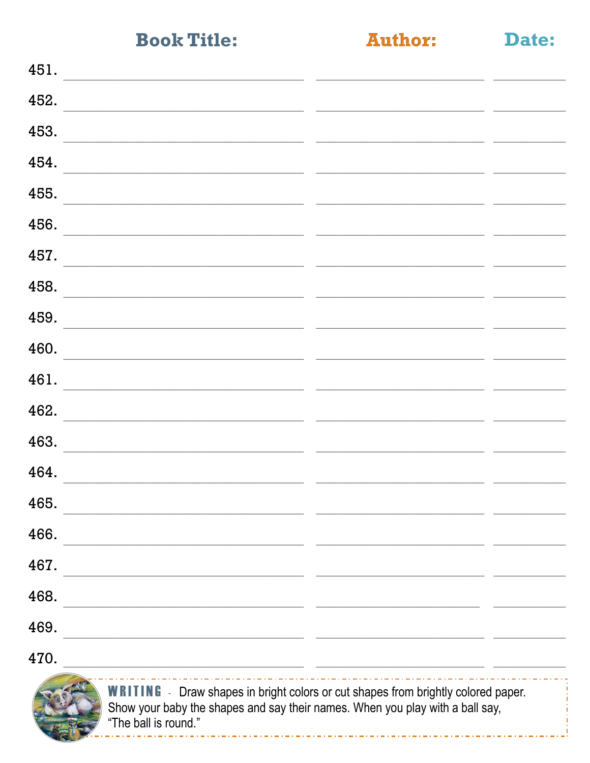| | Book Title: | Author: | Date: |
| --- | --- | --- | --- |
| 451. | | | |
| 452. | | | |
| 453. | | | |
| 454. | | | |
| 455. | | | |
| 456. | | | |
| 457. | | | |
| 458. | | | |
| 459. | | | |
| 460. | | | |
| 461. | | | |
| 462. | | | |
| 463. | | | |
| 464. | | | |
| 465. | | | |
| 466. | | | |
| 467. | | | |
| 468. | | | |
| 469. | | | |
| 470. | | | |

**WRITING** - Draw shapes in bright colors or cut shapes from brightly colored paper. Show your baby the shapes and say their names. When you play with a ball say, "The ball is round."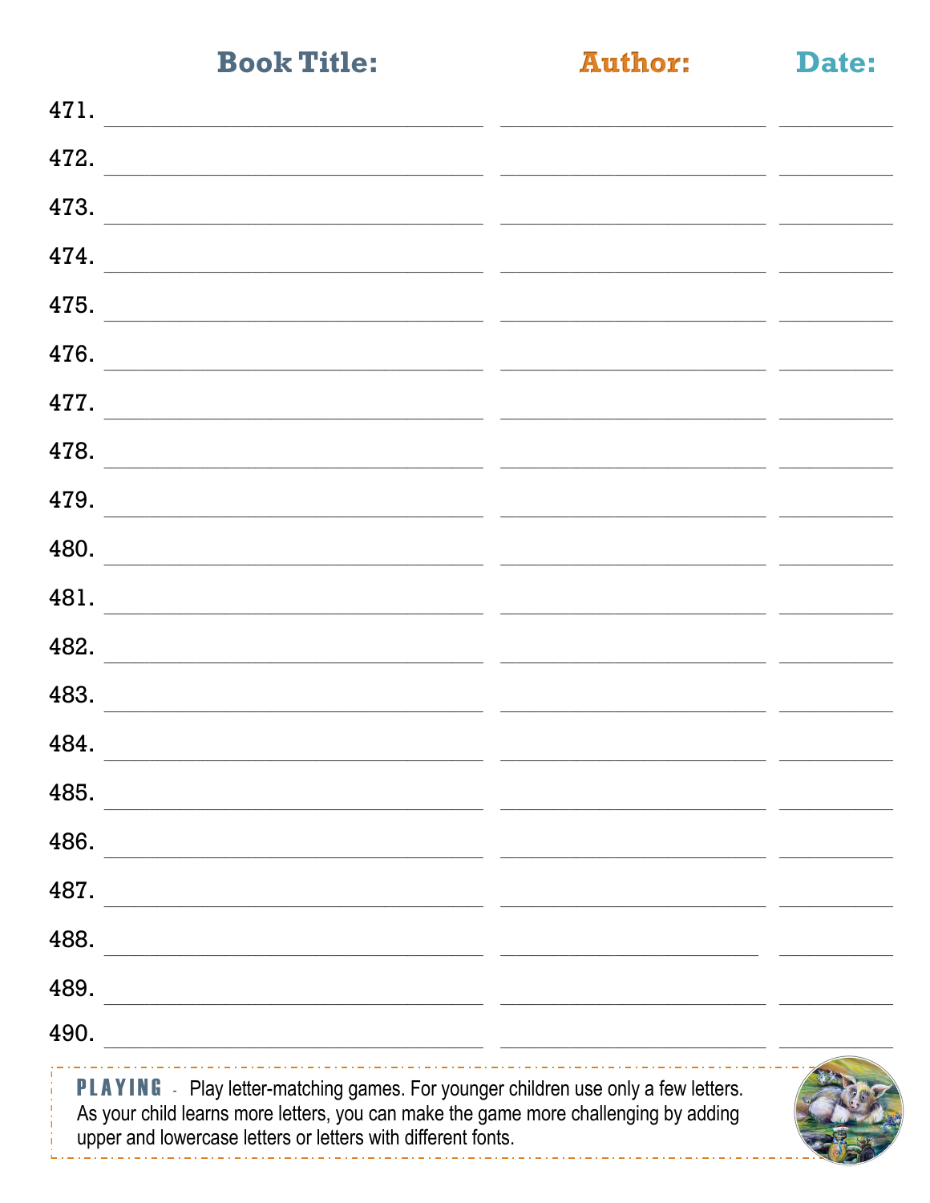| | Book Title: | Author: | Date: |
|---|---|---|---|
| 471. | | | |
| 472. | | | |
| 473. | | | |
| 474. | | | |
| 475. | | | |
| 476. | | | |
| 477. | | | |
| 478. | | | |
| 479. | | | |
| 480. | | | |
| 481. | | | |
| 482. | | | |
| 483. | | | |
| 484. | | | |
| 485. | | | |
| 486. | | | |
| 487. | | | |
| 488. | | | |
| 489. | | | |
| 490. | | | |

**PLAYING** - Play letter-matching games. For younger children use only a few letters. As your child learns more letters, you can make the game more challenging by adding upper and lowercase letters or letters with different fonts.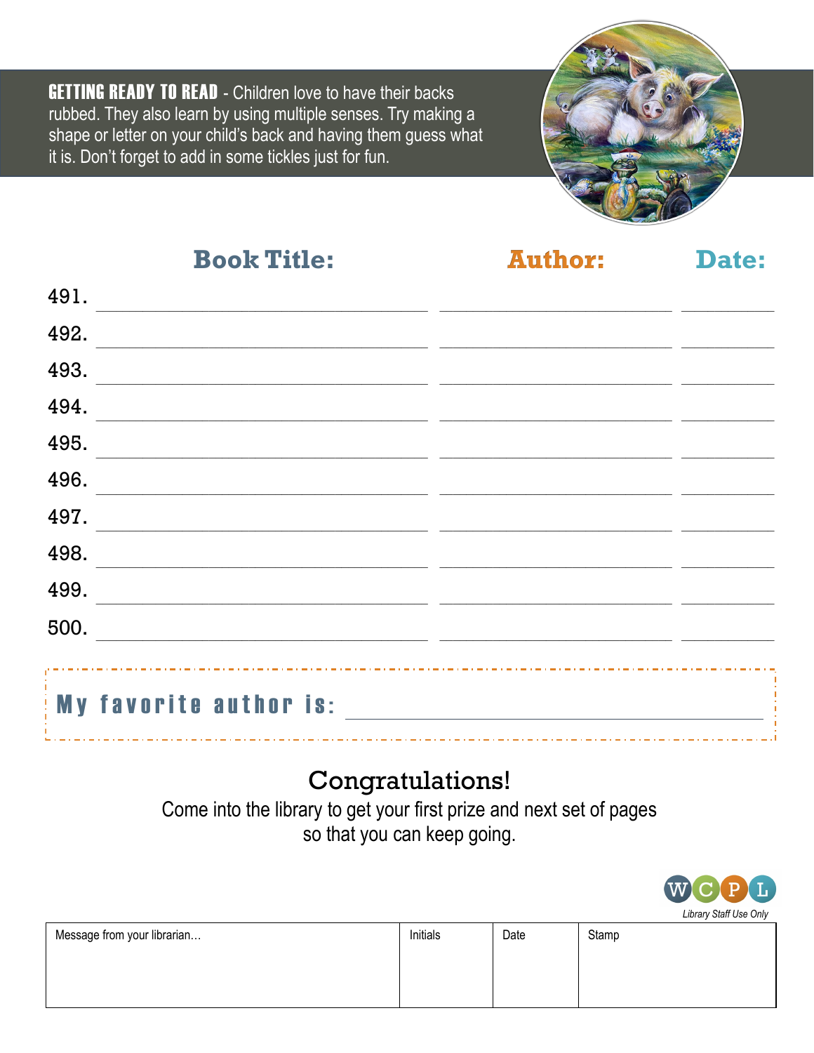**GETTING READY TO READ** - Children love to have their backs rubbed. They also learn by using multiple senses. Try making a shape or letter on your child's back and having them guess what it is. Don't forget to add in some tickles just for fun.

| | Book Title: | Author: | Date: |
|---|---|---|---|
| 491. | | | |
| 492. | | | |
| 493. | | | |
| 494. | | | |
| 495. | | | |
| 496. | | | |
| 497. | | | |
| 498. | | | |
| 499. | | | |
| 500. | | | |

**My favorite author is:** ______________________________

## Congratulations!

Come into the library to get your first prize and next set of pages so that you can keep going.

WCPL

*Library Staff Use Only*

| Message from your librarian... | Initials | Date | Stamp |
|---|---|---|---|
| | | | |